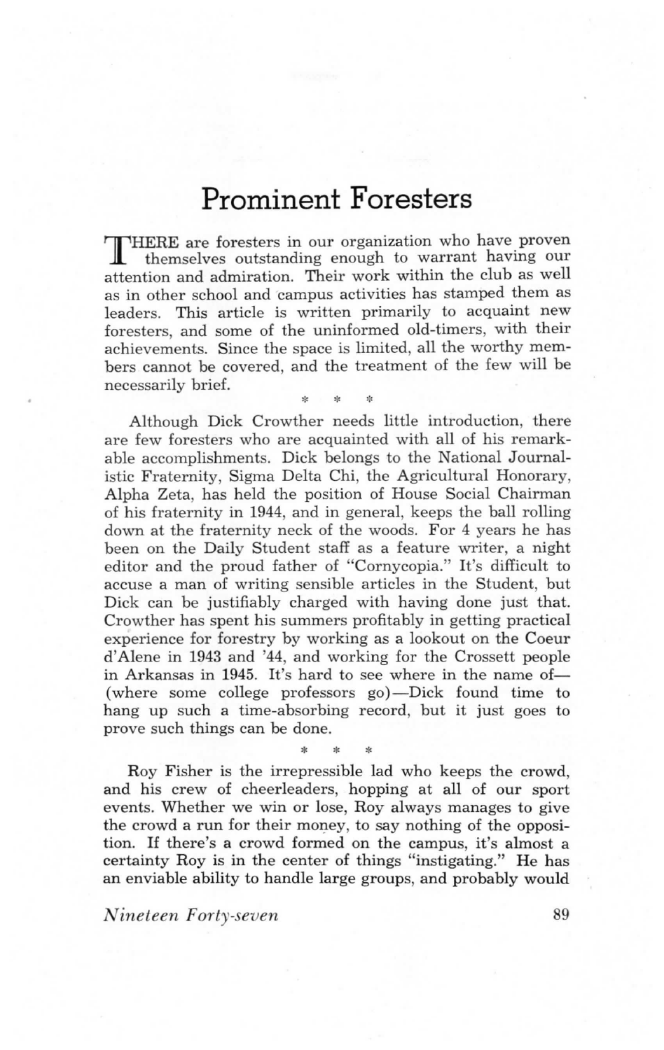# Prominent Foresters

THERE are foresters in our organization who have proven themselves outstanding enough to warrant having our attention and admiration. Their work within the club as well as in other school and campus activities has stamped them as leaders. This article is written primarily to acquaint new foresters, and some of the uninformed old-timers, with their achievements. Since the space is limited, all the worthy members cannot be covered, and the treatment of the few will be necessarily brief.

\* \* \*

Although Dick Crowther needs little introduction, there are few foresters who are acquainted with all of his remarkable accomplishments. Dick belongs to the National Journalistic Fraternity, Sigma Delta Chi, the Agricultural Honorary, Alpha Zeta, has held the position of House Social Chairman of his fraternity in 1944, and in general, keeps the ball rolling down at the fraternity neck of the woods. For 4 years he has been on the Daily Student staff as a feature writer, a night editor and the proud father of "Cornycopia." It's difficult to accuse a man of writing sensible articles in the Student, but Dick can be justifiably charged with having done just that. Crowther has spent his summers profitably in getting practical experience for forestry by working as a lookout on the Coeur d'Alene in 1943 and '44, and working for the Crossett people in Arkansas in 1945. It's hard to see where in the name of—(where some college professors go)—Dick found time to hang up such a time-absorbing record, but it just goes to prove such things can be done.

\* \* \*

Roy Fisher is the irrepressible lad who keeps the crowd, and his crew of cheerleaders, hopping at all of our sport events. Whether we win or lose, Roy always manages to give the crowd a run for their money, to say nothing of the opposition. If there's a crowd formed on the campus, it's almost a certainty Roy is in the center of things "instigating." He has an enviable ability to handle large groups, and probably would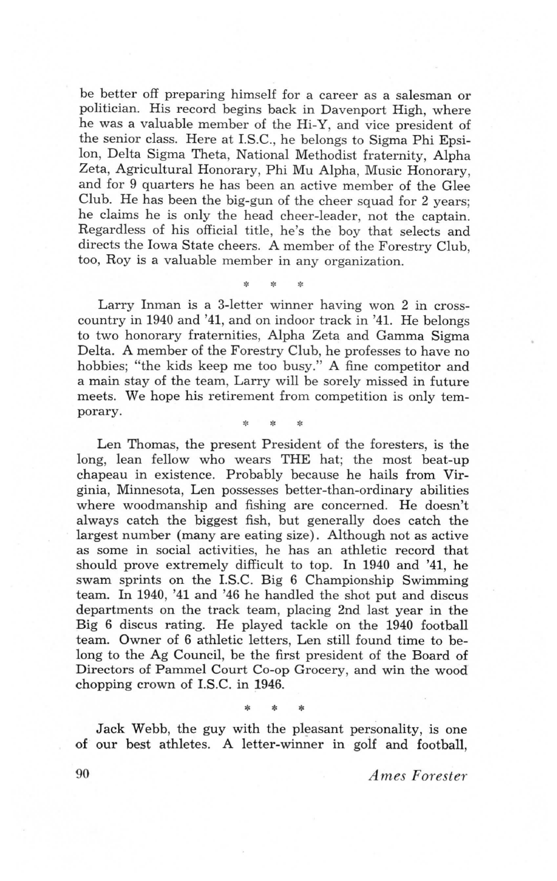be better off preparing himself for a career as a salesman or politician. His record begins back in Davenport High, where he was a valuable member of the Hi-Y, and vice president of the senior class. Here at I.S.C., he belongs to Sigma Phi Epsilon, Delta Sigma Theta, National Methodist fraternity, Alpha Zeta, Agricultural Honorary, Phi Mu Alpha, Music Honorary, and for 9 quarters he has been an active member of the Glee Club. He has been the big-gun of the cheer squad for 2 years; he claims he is only the head cheer-leader, not the captain. Regardless of his official title, he's the boy that selects and directs the Iowa State cheers. A member of the Forestry Club, too, Roy is a valuable member in any organization.

\* \* \*

Larry Inman is a 3-letter winner having won 2 in cross-country in 1940 and '41, and on indoor track in '41. He belongs to two honorary fraternities, Alpha Zeta and Gamma Sigma Delta. A member of the Forestry Club, he professes to have no hobbies; "the kids keep me too busy." A fine competitor and a main stay of the team, Larry will be sorely missed in future meets. We hope his retirement from competition is only temporary.

\* \* \*

Len Thomas, the present President of the foresters, is the long, lean fellow who wears THE hat; the most beat-up chapeau in existence. Probably because he hails from Virginia, Minnesota, Len possesses better-than-ordinary abilities where woodmanship and fishing are concerned. He doesn't always catch the biggest fish, but generally does catch the largest number (many are eating size). Although not as active as some in social activities, he has an athletic record that should prove extremely difficult to top. In 1940 and '41, he swam sprints on the I.S.C. Big 6 Championship Swimming team. In 1940, '41 and '46 he handled the shot put and discus departments on the track team, placing 2nd last year in the Big 6 discus rating. He played tackle on the 1940 football team. Owner of 6 athletic letters, Len still found time to belong to the Ag Council, be the first president of the Board of Directors of Pammel Court Co-op Grocery, and win the wood chopping crown of I.S.C. in 1946.

\* \* \*

Jack Webb, the guy with the pleasant personality, is one of our best athletes. A letter-winner in golf and football,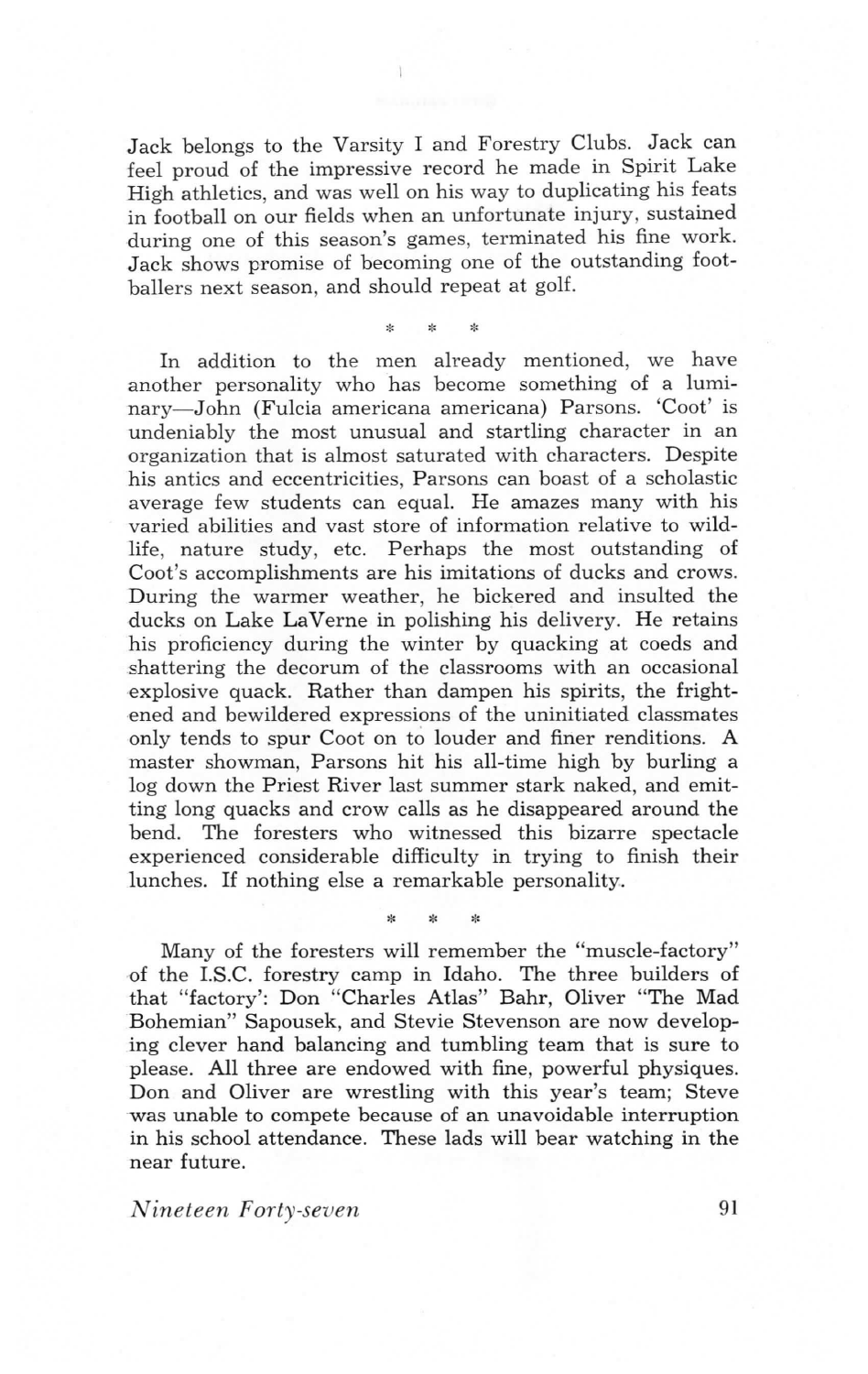Jack belongs to the Varsity I and Forestry Clubs. Jack can feel proud of the impressive record he made in Spirit Lake High athletics, and was well on his way to duplicating his feats in football on our fields when an unfortunate injury, sustained during one of this season's games, terminated his fine work. Jack shows promise of becoming one of the outstanding footballers next season, and should repeat at golf.

\* \* \*

In addition to the men already mentioned, we have another personality who has become something of a luminary—John (Fulcia americana americana) Parsons. 'Coot' is undeniably the most unusual and startling character in an organization that is almost saturated with characters. Despite his antics and eccentricities, Parsons can boast of a scholastic average few students can equal. He amazes many with his varied abilities and vast store of information relative to wildlife, nature study, etc. Perhaps the most outstanding of Coot's accomplishments are his imitations of ducks and crows. During the warmer weather, he bickered and insulted the ducks on Lake LaVerne in polishing his delivery. He retains his proficiency during the winter by quacking at coeds and shattering the decorum of the classrooms with an occasional explosive quack. Rather than dampen his spirits, the frightened and bewildered expressions of the uninitiated classmates only tends to spur Coot on to louder and finer renditions. A master showman, Parsons hit his all-time high by burling a log down the Priest River last summer stark naked, and emitting long quacks and crow calls as he disappeared around the bend. The foresters who witnessed this bizarre spectacle experienced considerable difficulty in trying to finish their lunches. If nothing else a remarkable personality.

\* \* \*

Many of the foresters will remember the "muscle-factory" of the I.S.C. forestry camp in Idaho. The three builders of that "factory': Don "Charles Atlas" Bahr, Oliver "The Mad Bohemian" Sapousek, and Stevie Stevenson are now developing clever hand balancing and tumbling team that is sure to please. All three are endowed with fine, powerful physiques. Don and Oliver are wrestling with this year's team; Steve was unable to compete because of an unavoidable interruption in his school attendance. These lads will bear watching in the near future.